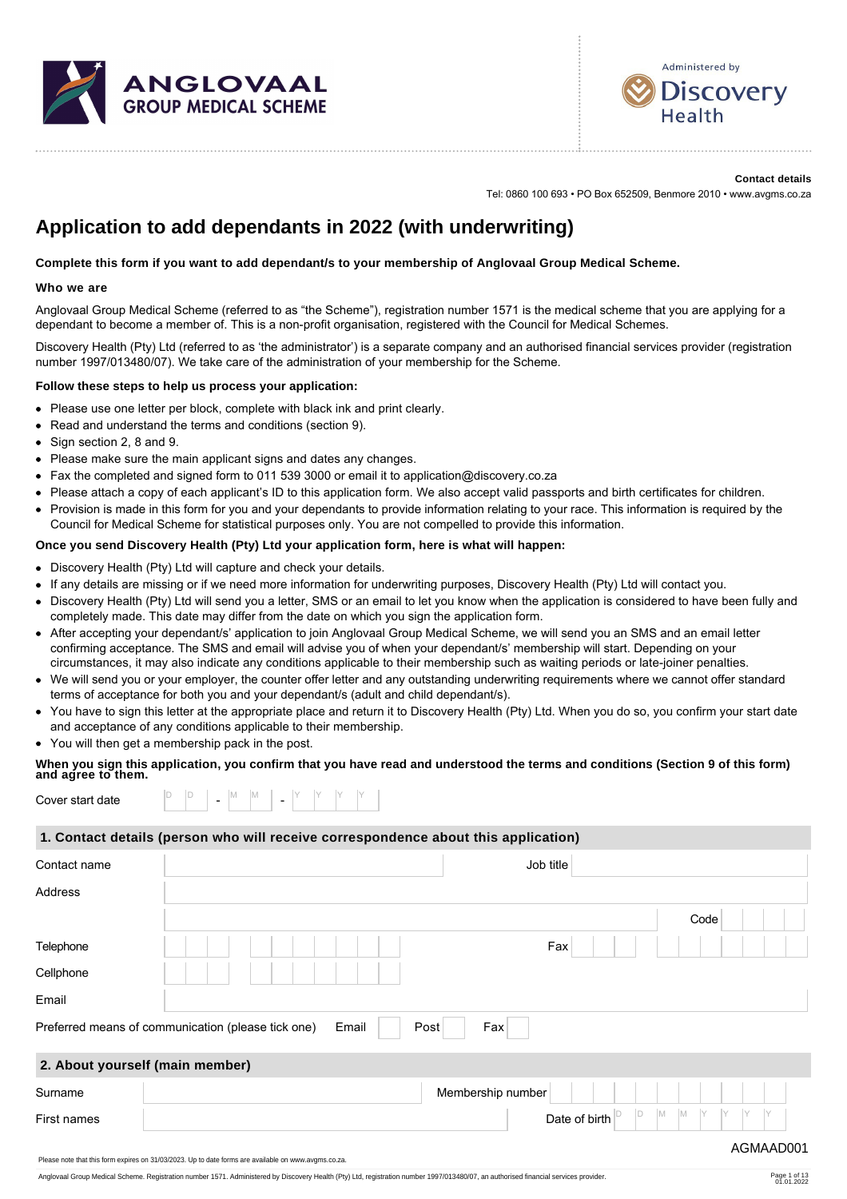ANGLOVAAL GROUP MEDICAL SCHEME

Administered by Discovery Health

**Contact details**

Tel: 0860 100 693 • PO Box 652509, Benmore 2010 • www.avgms.co.za

# Application to add dependants in 2022 (with underwriting)

**Complete this form if you want to add dependant/s to your membership of Anglovaal Group Medical Scheme.**

**Who we are**

Anglovaal Group Medical Scheme (referred to as "the Scheme"), registration number 1571 is the medical scheme that you are applying for a dependant to become a member of. This is a non-profit organisation, registered with the Council for Medical Schemes.

Discovery Health (Pty) Ltd (referred to as 'the administrator') is a separate company and an authorised financial services provider (registration number 1997/013480/07). We take care of the administration of your membership for the Scheme.

**Follow these steps to help us process your application:**

- Please use one letter per block, complete with black ink and print clearly.
- Read and understand the terms and conditions (section 9).
- Sign section 2, 8 and 9.
- Please make sure the main applicant signs and dates any changes.
- Fax the completed and signed form to 011 539 3000 or email it to application@discovery.co.za
- Please attach a copy of each applicant's ID to this application form. We also accept valid passports and birth certificates for children.
- Provision is made in this form for you and your dependants to provide information relating to your race. This information is required by the Council for Medical Scheme for statistical purposes only. You are not compelled to provide this information.

**Once you send Discovery Health (Pty) Ltd your application form, here is what will happen:**

- Discovery Health (Pty) Ltd will capture and check your details.
- If any details are missing or if we need more information for underwriting purposes, Discovery Health (Pty) Ltd will contact you.
- Discovery Health (Pty) Ltd will send you a letter, SMS or an email to let you know when the application is considered to have been fully and completely made. This date may differ from the date on which you sign the application form.
- After accepting your dependant/s' application to join Anglovaal Group Medical Scheme, we will send you an SMS and an email letter confirming acceptance. The SMS and email will advise you of when your dependant/s' membership will start. Depending on your circumstances, it may also indicate any conditions applicable to their membership such as waiting periods or late-joiner penalties.
- We will send you or your employer, the counter offer letter and any outstanding underwriting requirements where we cannot offer standard terms of acceptance for both you and your dependant/s (adult and child dependant/s).
- You have to sign this letter at the appropriate place and return it to Discovery Health (Pty) Ltd. When you do so, you confirm your start date and acceptance of any conditions applicable to their membership.
- You will then get a membership pack in the post.

**When you sign this application, you confirm that you have read and understood the terms and conditions (Section 9 of this form) and agree to them.**

Cover start date D D - M M - Y Y Y Y

## 1. Contact details (person who will receive correspondence about this application)

| | | | |
|---|---|---|---|
| Contact name | | Job title | |
| Address | | | |
| | | Code | |
| Telephone | | Fax | |
| Cellphone | | | |
| Email | | | |

Preferred means of communication (please tick one) Email ☐ Post ☐ Fax ☐

## 2. About yourself (main member)

| | | | |
|---|---|---|---|
| Surname | | Membership number | |
| First names | | Date of birth | D D M M Y Y Y Y |

AGMAAD001

Please note that this form expires on 31/03/2023. Up to date forms are available on www.avgms.co.za.

Anglovaal Group Medical Scheme. Registration number 1571. Administered by Discovery Health (Pty) Ltd, registration number 1997/013480/07, an authorised financial services provider.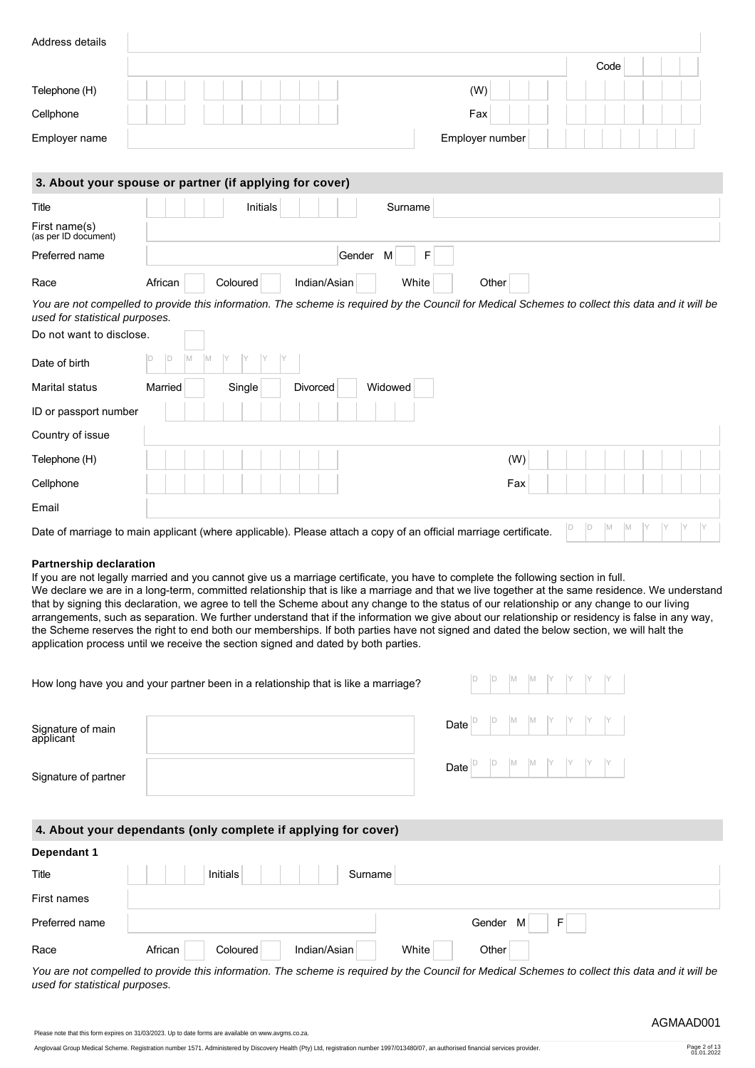| | |
|---|---|
| Address details | |
| | Code |
| Telephone (H) | (W) |
| Cellphone | Fax |
| Employer name | Employer number |

## 3. About your spouse or partner (if applying for cover)

| | |
|---|---|
| Title | Initials / Surname |
| First name(s) (as per ID document) | |
| Preferred name | Gender M / F |
| Race | African / Coloured / Indian/Asian / White / Other |

*You are not compelled to provide this information. The scheme is required by the Council for Medical Schemes to collect this data and it will be used for statistical purposes.*

Do not want to disclose.

| | |
|---|---|
| Date of birth | D D M M Y Y Y Y |
| Marital status | Married / Single / Divorced / Widowed |
| ID or passport number | |
| Country of issue | |
| Telephone (H) | (W) |
| Cellphone | Fax |
| Email | |

Date of marriage to main applicant (where applicable). Please attach a copy of an official marriage certificate. D D M M Y Y Y Y

**Partnership declaration**

If you are not legally married and you cannot give us a marriage certificate, you have to complete the following section in full.
We declare we are in a long-term, committed relationship that is like a marriage and that we live together at the same residence. We understand that by signing this declaration, we agree to tell the Scheme about any change to the status of our relationship or any change to our living arrangements, such as separation. We further understand that if the information we give about our relationship or residency is false in any way, the Scheme reserves the right to end both our memberships. If both parties have not signed and dated the below section, we will halt the application process until we receive the section signed and dated by both parties.

How long have you and your partner been in a relationship that is like a marriage? D D M M Y Y Y Y

| | |
|---|---|
| Signature of main applicant | Date D D M M Y Y Y Y |
| Signature of partner | Date D D M M Y Y Y Y |

## 4. About your dependants (only complete if applying for cover)

**Dependant 1**

| | |
|---|---|
| Title | Initials / Surname |
| First names | |
| Preferred name | Gender M / F |
| Race | African / Coloured / Indian/Asian / White / Other |

*You are not compelled to provide this information. The scheme is required by the Council for Medical Schemes to collect this data and it will be used for statistical purposes.*

AGMAAD001

Please note that this form expires on 31/03/2023. Up to date forms are available on www.avgms.co.za.

Anglovaal Group Medical Scheme. Registration number 1571. Administered by Discovery Health (Pty) Ltd, registration number 1997/013480/07, an authorised financial services provider.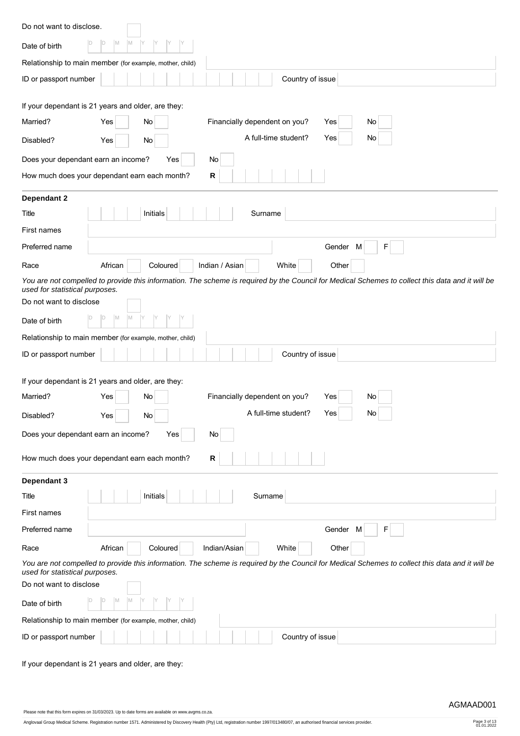Do not want to disclose.

Date of birth D D M M Y Y Y Y

Relationship to main member (for example, mother, child)

ID or passport number | Country of issue

If your dependant is 21 years and older, are they:

Married? Yes No | Financially dependent on you? Yes No

Disabled? Yes No | A full-time student? Yes No

Does your dependant earn an income? Yes No

How much does your dependant earn each month? **R**

**Dependant 2**

Title | Initials | Surname

First names

Preferred name | Gender M F

Race African Coloured Indian / Asian White Other

*You are not compelled to provide this information. The scheme is required by the Council for Medical Schemes to collect this data and it will be used for statistical purposes.*

Do not want to disclose

Date of birth D D M M Y Y Y Y

Relationship to main member (for example, mother, child)

ID or passport number | Country of issue

If your dependant is 21 years and older, are they:

Married? Yes No | Financially dependent on you? Yes No

Disabled? Yes No | A full-time student? Yes No

Does your dependant earn an income? Yes No

How much does your dependant earn each month? **R**

**Dependant 3**

Title | Initials | Surname

First names

Preferred name | Gender M F

Race African Coloured Indian/Asian White Other

*You are not compelled to provide this information. The scheme is required by the Council for Medical Schemes to collect this data and it will be used for statistical purposes.*

Do not want to disclose

Date of birth D D M M Y Y Y Y

Relationship to main member (for example, mother, child)

ID or passport number | Country of issue

If your dependant is 21 years and older, are they:

AGMAAD001

Please note that this form expires on 31/03/2023. Up to date forms are available on www.avgms.co.za.

Anglovaal Group Medical Scheme. Registration number 1571. Administered by Discovery Health (Pty) Ltd, registration number 1997/013480/07, an authorised financial services provider.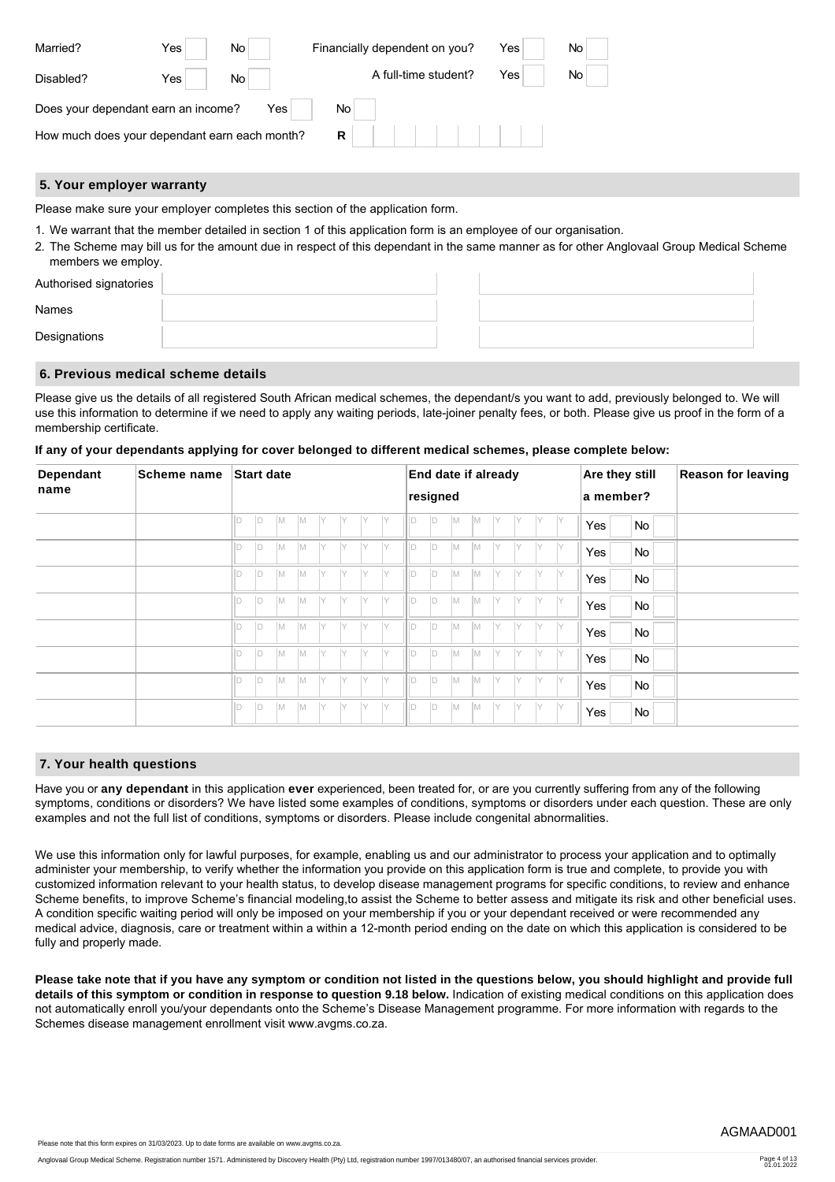Married? Yes ☐ No ☐ Financially dependent on you? Yes ☐ No ☐

Disabled? Yes ☐ No ☐ A full-time student? Yes ☐ No ☐

Does your dependant earn an income? Yes ☐ No ☐

How much does your dependant earn each month? R

## 5. Your employer warranty

Please make sure your employer completes this section of the application form.

1. We warrant that the member detailed in section 1 of this application form is an employee of our organisation.
2. The Scheme may bill us for the amount due in respect of this dependant in the same manner as for other Anglovaal Group Medical Scheme members we employ.

| | | |
|---|---|---|
| Authorised signatories | | |
| Names | | |
| Designations | | |

## 6. Previous medical scheme details

Please give us the details of all registered South African medical schemes, the dependant/s you want to add, previously belonged to. We will use this information to determine if we need to apply any waiting periods, late-joiner penalty fees, or both. Please give us proof in the form of a membership certificate.

**If any of your dependants applying for cover belonged to different medical schemes, please complete below:**

| Dependant name | Scheme name | Start date | End date if already resigned | Are they still a member? | Reason for leaving |
|---|---|---|---|---|---|
| | | DD MM YYYY | DD MM YYYY | Yes ☐ No ☐ | |
| | | DD MM YYYY | DD MM YYYY | Yes ☐ No ☐ | |
| | | DD MM YYYY | DD MM YYYY | Yes ☐ No ☐ | |
| | | DD MM YYYY | DD MM YYYY | Yes ☐ No ☐ | |
| | | DD MM YYYY | DD MM YYYY | Yes ☐ No ☐ | |
| | | DD MM YYYY | DD MM YYYY | Yes ☐ No ☐ | |
| | | DD MM YYYY | DD MM YYYY | Yes ☐ No ☐ | |
| | | DD MM YYYY | DD MM YYYY | Yes ☐ No ☐ | |

## 7. Your health questions

Have you or **any dependant** in this application **ever** experienced, been treated for, or are you currently suffering from any of the following symptoms, conditions or disorders? We have listed some examples of conditions, symptoms or disorders under each question. These are only examples and not the full list of conditions, symptoms or disorders. Please include congenital abnormalities.

We use this information only for lawful purposes, for example, enabling us and our administrator to process your application and to optimally administer your membership, to verify whether the information you provide on this application form is true and complete, to provide you with customized information relevant to your health status, to develop disease management programs for specific conditions, to review and enhance Scheme benefits, to improve Scheme's financial modeling,to assist the Scheme to better assess and mitigate its risk and other beneficial uses. A condition specific waiting period will only be imposed on your membership if you or your dependant received or were recommended any medical advice, diagnosis, care or treatment within a within a 12-month period ending on the date on which this application is considered to be fully and properly made.

**Please take note that if you have any symptom or condition not listed in the questions below, you should highlight and provide full details of this symptom or condition in response to question 9.18 below.** Indication of existing medical conditions on this application does not automatically enroll you/your dependants onto the Scheme's Disease Management programme. For more information with regards to the Schemes disease management enrollment visit www.avgms.co.za.

AGMAAD001

Please note that this form expires on 31/03/2023. Up to date forms are available on www.avgms.co.za.

Anglovaal Group Medical Scheme. Registration number 1571. Administered by Discovery Health (Pty) Ltd, registration number 1997/013480/07, an authorised financial services provider.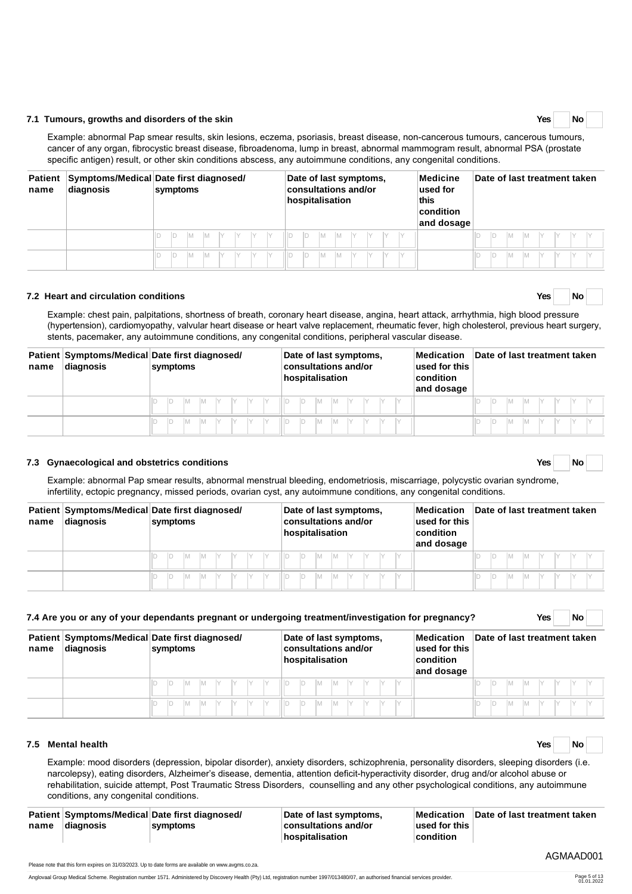### 7.1 Tumours, growths and disorders of the skin

Yes ☐ No ☐

Example: abnormal Pap smear results, skin lesions, eczema, psoriasis, breast disease, non-cancerous tumours, cancerous tumours, cancer of any organ, fibrocystic breast disease, fibroadenoma, lump in breast, abnormal mammogram result, abnormal PSA (prostate specific antigen) result, or other skin conditions abscess, any autoimmune conditions, any congenital conditions.

| Patient name | Symptoms/Medical diagnosis | Date first diagnosed/ symptoms | Date of last symptoms, consultations and/or hospitalisation | Medicine used for this condition and dosage | Date of last treatment taken |
|---|---|---|---|---|---|
| | | D D M M Y Y Y Y | D D M M Y Y Y Y | | D D M M Y Y Y Y |
| | | D D M M Y Y Y Y | D D M M Y Y Y Y | | D D M M Y Y Y Y |

### 7.2 Heart and circulation conditions

Yes ☐ No ☐

Example: chest pain, palpitations, shortness of breath, coronary heart disease, angina, heart attack, arrhythmia, high blood pressure (hypertension), cardiomyopathy, valvular heart disease or heart valve replacement, rheumatic fever, high cholesterol, previous heart surgery, stents, pacemaker, any autoimmune conditions, any congenital conditions, peripheral vascular disease.

| Patient name | Symptoms/Medical diagnosis | Date first diagnosed/ symptoms | Date of last symptoms, consultations and/or hospitalisation | Medication used for this condition and dosage | Date of last treatment taken |
|---|---|---|---|---|---|
| | | D D M M Y Y Y Y | D D M M Y Y Y Y | | D D M M Y Y Y Y |
| | | D D M M Y Y Y Y | D D M M Y Y Y Y | | D D M M Y Y Y Y |

### 7.3 Gynaecological and obstetrics conditions

Yes ☐ No ☐

Example: abnormal Pap smear results, abnormal menstrual bleeding, endometriosis, miscarriage, polycystic ovarian syndrome, infertility, ectopic pregnancy, missed periods, ovarian cyst, any autoimmune conditions, any congenital conditions.

| Patient name | Symptoms/Medical diagnosis | Date first diagnosed/ symptoms | Date of last symptoms, consultations and/or hospitalisation | Medication used for this condition and dosage | Date of last treatment taken |
|---|---|---|---|---|---|
| | | D D M M Y Y Y Y | D D M M Y Y Y Y | | D D M M Y Y Y Y |
| | | D D M M Y Y Y Y | D D M M Y Y Y Y | | D D M M Y Y Y Y |

### 7.4 Are you or any of your dependants pregnant or undergoing treatment/investigation for pregnancy?

Yes ☐ No ☐

| Patient name | Symptoms/Medical diagnosis | Date first diagnosed/ symptoms | Date of last symptoms, consultations and/or hospitalisation | Medication used for this condition and dosage | Date of last treatment taken |
|---|---|---|---|---|---|
| | | D D M M Y Y Y Y | D D M M Y Y Y Y | | D D M M Y Y Y Y |
| | | D D M M Y Y Y Y | D D M M Y Y Y Y | | D D M M Y Y Y Y |

### 7.5 Mental health

Yes ☐ No ☐

Example: mood disorders (depression, bipolar disorder), anxiety disorders, schizophrenia, personality disorders, sleeping disorders (i.e. narcolepsy), eating disorders, Alzheimer's disease, dementia, attention deficit-hyperactivity disorder, drug and/or alcohol abuse or rehabilitation, suicide attempt, Post Traumatic Stress Disorders, counselling and any other psychological conditions, any autoimmune conditions, any congenital conditions.

| Patient name | Symptoms/Medical diagnosis | Date first diagnosed/ symptoms | Date of last symptoms, consultations and/or hospitalisation | Medication used for this condition | Date of last treatment taken |
|---|---|---|---|---|---|

AGMAAD001

Please note that this form expires on 31/03/2023. Up to date forms are available on www.avgms.co.za.

Anglovaal Group Medical Scheme. Registration number 1571. Administered by Discovery Health (Pty) Ltd, registration number 1997/013480/07, an authorised financial services provider.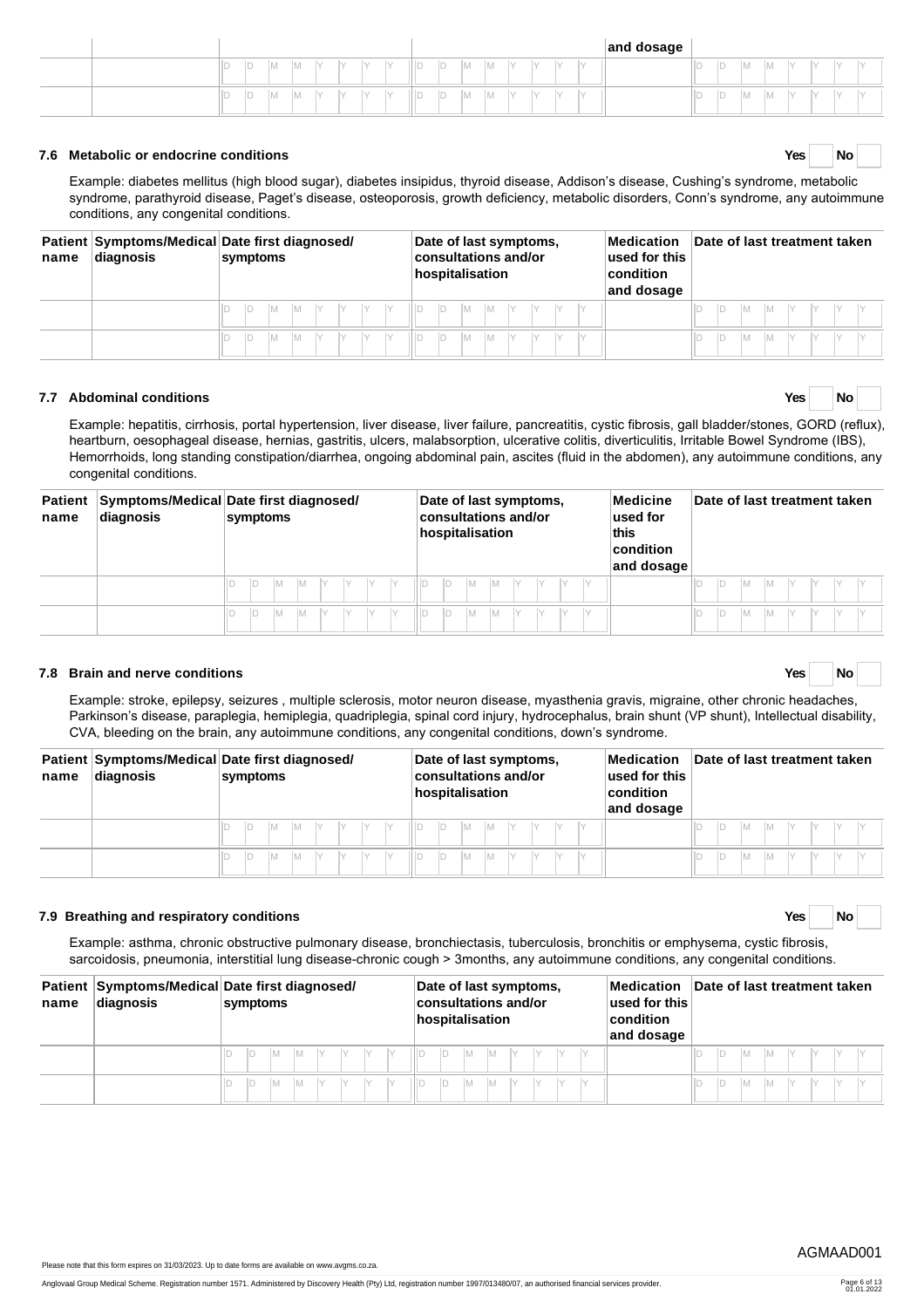| | | | | and dosage | |
|---|---|---|---|---|---|
| | | D D M M Y Y Y Y | D D M M Y Y Y Y | | D D M M Y Y Y Y |
| | | D D M M Y Y Y Y | D D M M Y Y Y Y | | D D M M Y Y Y Y |

### 7.6 Metabolic or endocrine conditions

Yes ☐ No ☐

Example: diabetes mellitus (high blood sugar), diabetes insipidus, thyroid disease, Addison's disease, Cushing's syndrome, metabolic syndrome, parathyroid disease, Paget's disease, osteoporosis, growth deficiency, metabolic disorders, Conn's syndrome, any autoimmune conditions, any congenital conditions.

| Patient name | Symptoms/Medical diagnosis | Date first diagnosed/ symptoms | Date of last symptoms, consultations and/or hospitalisation | Medication used for this condition and dosage | Date of last treatment taken |
|---|---|---|---|---|---|
| | | D D M M Y Y Y Y | D D M M Y Y Y Y | | D D M M Y Y Y Y |
| | | D D M M Y Y Y Y | D D M M Y Y Y Y | | D D M M Y Y Y Y |

### 7.7 Abdominal conditions

Yes ☐ No ☐

Example: hepatitis, cirrhosis, portal hypertension, liver disease, liver failure, pancreatitis, cystic fibrosis, gall bladder/stones, GORD (reflux), heartburn, oesophageal disease, hernias, gastritis, ulcers, malabsorption, ulcerative colitis, diverticulitis, Irritable Bowel Syndrome (IBS), Hemorrhoids, long standing constipation/diarrhea, ongoing abdominal pain, ascites (fluid in the abdomen), any autoimmune conditions, any congenital conditions.

| Patient name | Symptoms/Medical diagnosis | Date first diagnosed/ symptoms | Date of last symptoms, consultations and/or hospitalisation | Medicine used for this condition and dosage | Date of last treatment taken |
|---|---|---|---|---|---|
| | | D D M M Y Y Y Y | D D M M Y Y Y Y | | D D M M Y Y Y Y |
| | | D D M M Y Y Y Y | D D M M Y Y Y Y | | D D M M Y Y Y Y |

### 7.8 Brain and nerve conditions

Yes ☐ No ☐

Example: stroke, epilepsy, seizures , multiple sclerosis, motor neuron disease, myasthenia gravis, migraine, other chronic headaches, Parkinson's disease, paraplegia, hemiplegia, quadriplegia, spinal cord injury, hydrocephalus, brain shunt (VP shunt), Intellectual disability, CVA, bleeding on the brain, any autoimmune conditions, any congenital conditions, down's syndrome.

| Patient name | Symptoms/Medical diagnosis | Date first diagnosed/ symptoms | Date of last symptoms, consultations and/or hospitalisation | Medication used for this condition and dosage | Date of last treatment taken |
|---|---|---|---|---|---|
| | | D D M M Y Y Y Y | D D M M Y Y Y Y | | D D M M Y Y Y Y |
| | | D D M M Y Y Y Y | D D M M Y Y Y Y | | D D M M Y Y Y Y |

### 7.9 Breathing and respiratory conditions

Yes ☐ No ☐

Example: asthma, chronic obstructive pulmonary disease, bronchiectasis, tuberculosis, bronchitis or emphysema, cystic fibrosis, sarcoidosis, pneumonia, interstitial lung disease-chronic cough > 3months, any autoimmune conditions, any congenital conditions.

| Patient name | Symptoms/Medical diagnosis | Date first diagnosed/ symptoms | Date of last symptoms, consultations and/or hospitalisation | Medication used for this condition and dosage | Date of last treatment taken |
|---|---|---|---|---|---|
| | | D D M M Y Y Y Y | D D M M Y Y Y Y | | D D M M Y Y Y Y |
| | | D D M M Y Y Y Y | D D M M Y Y Y Y | | D D M M Y Y Y Y |

AGMAAD001

Please note that this form expires on 31/03/2023. Up to date forms are available on www.avgms.co.za.

Anglovaal Group Medical Scheme. Registration number 1571. Administered by Discovery Health (Pty) Ltd, registration number 1997/013480/07, an authorised financial services provider.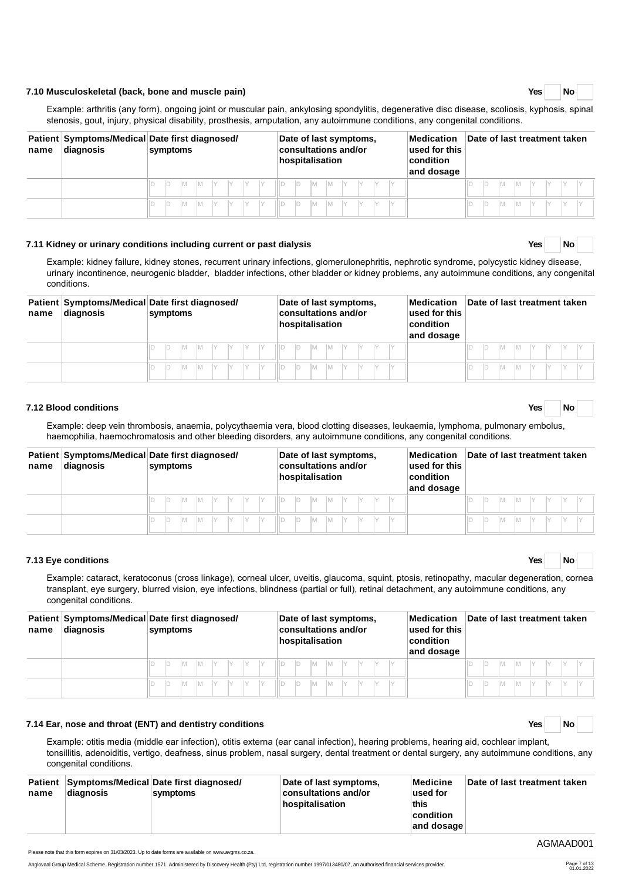### 7.10 Musculoskeletal (back, bone and muscle pain)

Yes ☐ No ☐

Example: arthritis (any form), ongoing joint or muscular pain, ankylosing spondylitis, degenerative disc disease, scoliosis, kyphosis, spinal stenosis, gout, injury, physical disability, prosthesis, amputation, any autoimmune conditions, any congenital conditions.

| Patient name | Symptoms/Medical diagnosis | Date first diagnosed/ symptoms | Date of last symptoms, consultations and/or hospitalisation | Medication used for this condition and dosage | Date of last treatment taken |
|---|---|---|---|---|---|
| | | D D M M Y Y Y Y | D D M M Y Y Y Y | | D D M M Y Y Y Y |
| | | D D M M Y Y Y Y | D D M M Y Y Y Y | | D D M M Y Y Y Y |

### 7.11 Kidney or urinary conditions including current or past dialysis

Yes ☐ No ☐

Example: kidney failure, kidney stones, recurrent urinary infections, glomerulonephritis, nephrotic syndrome, polycystic kidney disease, urinary incontinence, neurogenic bladder, bladder infections, other bladder or kidney problems, any autoimmune conditions, any congenital conditions.

| Patient name | Symptoms/Medical diagnosis | Date first diagnosed/ symptoms | Date of last symptoms, consultations and/or hospitalisation | Medication used for this condition and dosage | Date of last treatment taken |
|---|---|---|---|---|---|
| | | D D M M Y Y Y Y | D D M M Y Y Y Y | | D D M M Y Y Y Y |
| | | D D M M Y Y Y Y | D D M M Y Y Y Y | | D D M M Y Y Y Y |

### 7.12 Blood conditions

Yes ☐ No ☐

Example: deep vein thrombosis, anaemia, polycythaemia vera, blood clotting diseases, leukaemia, lymphoma, pulmonary embolus, haemophilia, haemochromatosis and other bleeding disorders, any autoimmune conditions, any congenital conditions.

| Patient name | Symptoms/Medical diagnosis | Date first diagnosed/ symptoms | Date of last symptoms, consultations and/or hospitalisation | Medication used for this condition and dosage | Date of last treatment taken |
|---|---|---|---|---|---|
| | | D D M M Y Y Y Y | D D M M Y Y Y Y | | D D M M Y Y Y Y |
| | | D D M M Y Y Y Y | D D M M Y Y Y Y | | D D M M Y Y Y Y |

### 7.13 Eye conditions

Yes ☐ No ☐

Example: cataract, keratoconus (cross linkage), corneal ulcer, uveitis, glaucoma, squint, ptosis, retinopathy, macular degeneration, cornea transplant, eye surgery, blurred vision, eye infections, blindness (partial or full), retinal detachment, any autoimmune conditions, any congenital conditions.

| Patient name | Symptoms/Medical diagnosis | Date first diagnosed/ symptoms | Date of last symptoms, consultations and/or hospitalisation | Medication used for this condition and dosage | Date of last treatment taken |
|---|---|---|---|---|---|
| | | D D M M Y Y Y Y | D D M M Y Y Y Y | | D D M M Y Y Y Y |
| | | D D M M Y Y Y Y | D D M M Y Y Y Y | | D D M M Y Y Y Y |

### 7.14 Ear, nose and throat (ENT) and dentistry conditions

Yes ☐ No ☐

Example: otitis media (middle ear infection), otitis externa (ear canal infection), hearing problems, hearing aid, cochlear implant, tonsillitis, adenoiditis, vertigo, deafness, sinus problem, nasal surgery, dental treatment or dental surgery, any autoimmune conditions, any congenital conditions.

| Patient name | Symptoms/Medical diagnosis | Date first diagnosed/ symptoms | Date of last symptoms, consultations and/or hospitalisation | Medicine used for this condition and dosage | Date of last treatment taken |
|---|---|---|---|---|---|

AGMAAD001

Please note that this form expires on 31/03/2023. Up to date forms are available on www.avgms.co.za.

Anglovaal Group Medical Scheme. Registration number 1571. Administered by Discovery Health (Pty) Ltd, registration number 1997/013480/07, an authorised financial services provider.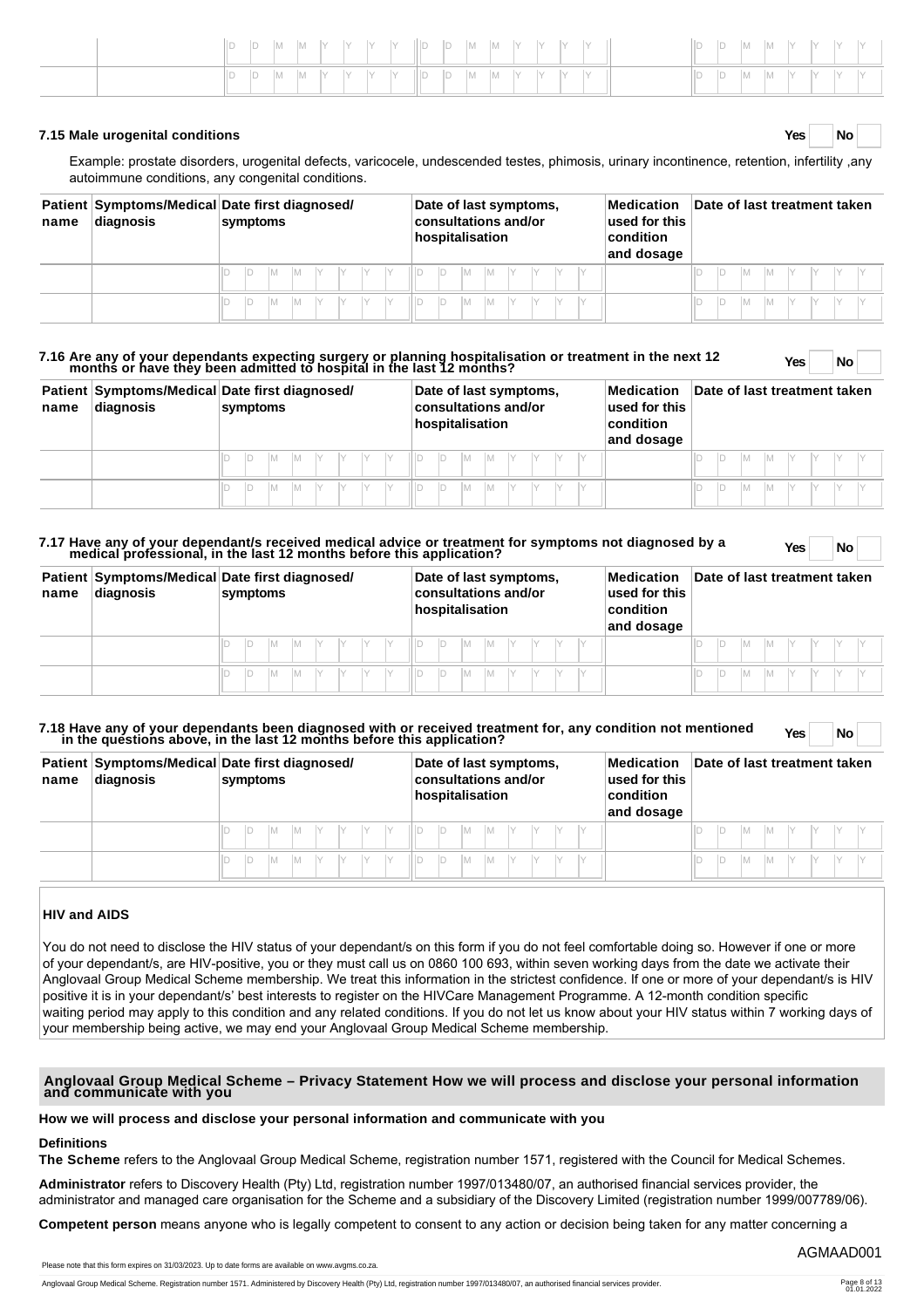| | | D D M M Y Y Y Y | D D M M Y Y Y Y | | D D M M Y Y Y Y |
|---|---|---|---|---|---|
| | | D D M M Y Y Y Y | D D M M Y Y Y Y | | D D M M Y Y Y Y |

### 7.15 Male urogenital conditions

Yes No

Example: prostate disorders, urogenital defects, varicocele, undescended testes, phimosis, urinary incontinence, retention, infertility ,any autoimmune conditions, any congenital conditions.

| Patient name | Symptoms/Medical diagnosis | Date first diagnosed/ symptoms | Date of last symptoms, consultations and/or hospitalisation | Medication used for this condition and dosage | Date of last treatment taken |
|---|---|---|---|---|---|
| | | D D M M Y Y Y Y | D D M M Y Y Y Y | | D D M M Y Y Y Y |
| | | D D M M Y Y Y Y | D D M M Y Y Y Y | | D D M M Y Y Y Y |

### 7.16 Are any of your dependants expecting surgery or planning hospitalisation or treatment in the next 12 months or have they been admitted to hospital in the last 12 months?

Yes No

| Patient name | Symptoms/Medical diagnosis | Date first diagnosed/ symptoms | Date of last symptoms, consultations and/or hospitalisation | Medication used for this condition and dosage | Date of last treatment taken |
|---|---|---|---|---|---|
| | | D D M M Y Y Y Y | D D M M Y Y Y Y | | D D M M Y Y Y Y |
| | | D D M M Y Y Y Y | D D M M Y Y Y Y | | D D M M Y Y Y Y |

### 7.17 Have any of your dependant/s received medical advice or treatment for symptoms not diagnosed by a medical professional, in the last 12 months before this application?

Yes No

| Patient name | Symptoms/Medical diagnosis | Date first diagnosed/ symptoms | Date of last symptoms, consultations and/or hospitalisation | Medication used for this condition and dosage | Date of last treatment taken |
|---|---|---|---|---|---|
| | | D D M M Y Y Y Y | D D M M Y Y Y Y | | D D M M Y Y Y Y |
| | | D D M M Y Y Y Y | D D M M Y Y Y Y | | D D M M Y Y Y Y |

### 7.18 Have any of your dependants been diagnosed with or received treatment for, any condition not mentioned in the questions above, in the last 12 months before this application?

Yes No

| Patient name | Symptoms/Medical diagnosis | Date first diagnosed/ symptoms | Date of last symptoms, consultations and/or hospitalisation | Medication used for this condition and dosage | Date of last treatment taken |
|---|---|---|---|---|---|
| | | D D M M Y Y Y Y | D D M M Y Y Y Y | | D D M M Y Y Y Y |
| | | D D M M Y Y Y Y | D D M M Y Y Y Y | | D D M M Y Y Y Y |

### HIV and AIDS

You do not need to disclose the HIV status of your dependant/s on this form if you do not feel comfortable doing so. However if one or more of your dependant/s, are HIV-positive, you or they must call us on 0860 100 693, within seven working days from the date we activate their Anglovaal Group Medical Scheme membership. We treat this information in the strictest confidence. If one or more of your dependant/s is HIV positive it is in your dependant/s' best interests to register on the HIVCare Management Programme. A 12-month condition specific waiting period may apply to this condition and any related conditions. If you do not let us know about your HIV status within 7 working days of your membership being active, we may end your Anglovaal Group Medical Scheme membership.

## Anglovaal Group Medical Scheme – Privacy Statement How we will process and disclose your personal information and communicate with you

**How we will process and disclose your personal information and communicate with you**

**Definitions**

**The Scheme** refers to the Anglovaal Group Medical Scheme, registration number 1571, registered with the Council for Medical Schemes.

**Administrator** refers to Discovery Health (Pty) Ltd, registration number 1997/013480/07, an authorised financial services provider, the administrator and managed care organisation for the Scheme and a subsidiary of the Discovery Limited (registration number 1999/007789/06).

**Competent person** means anyone who is legally competent to consent to any action or decision being taken for any matter concerning a

AGMAAD001

Please note that this form expires on 31/03/2023. Up to date forms are available on www.avgms.co.za.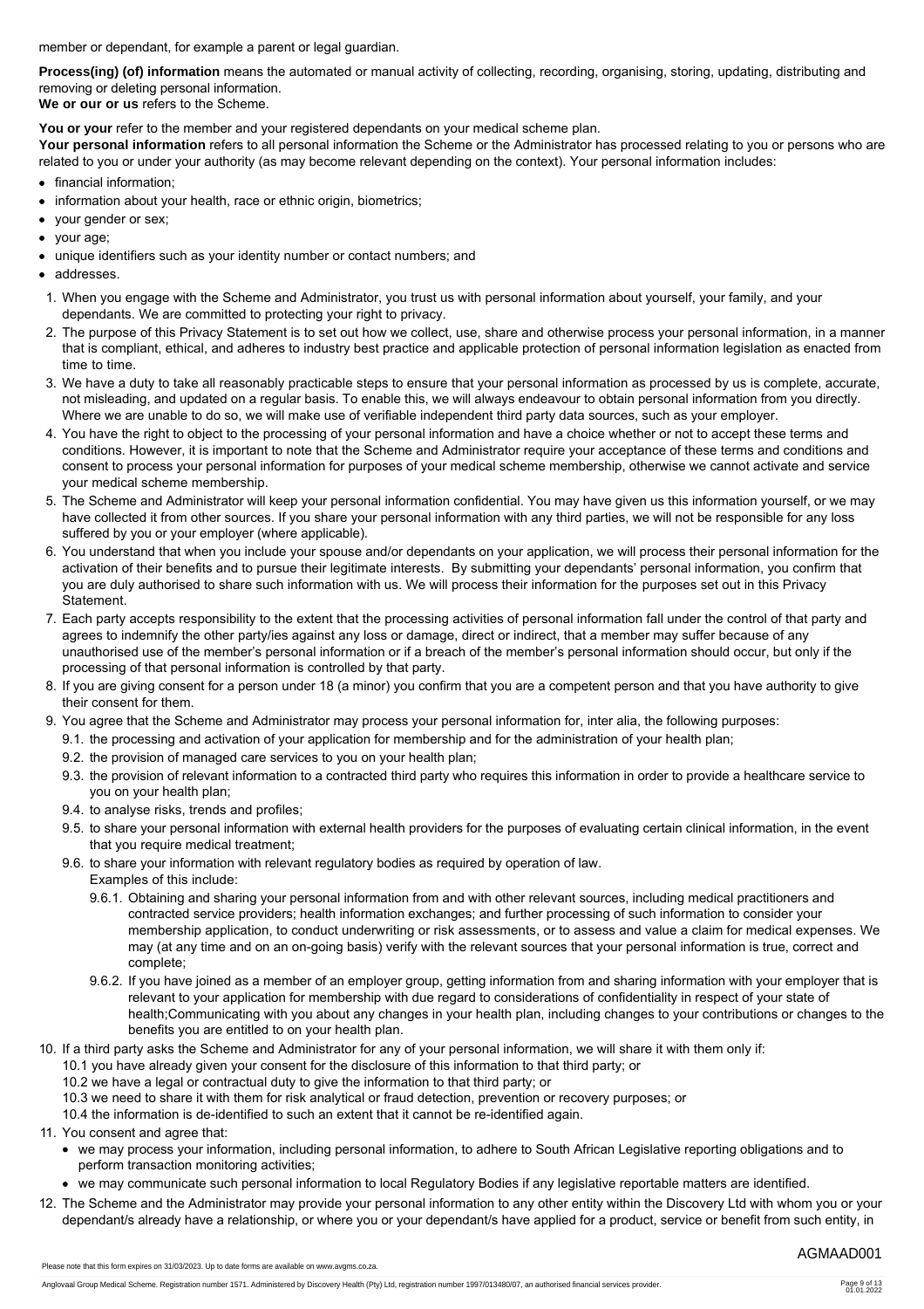member or dependant, for example a parent or legal guardian.

**Process(ing) (of) information** means the automated or manual activity of collecting, recording, organising, storing, updating, distributing and removing or deleting personal information.

**We or our or us** refers to the Scheme.

**You or your** refer to the member and your registered dependants on your medical scheme plan.

**Your personal information** refers to all personal information the Scheme or the Administrator has processed relating to you or persons who are related to you or under your authority (as may become relevant depending on the context). Your personal information includes:

- financial information;
- information about your health, race or ethnic origin, biometrics;
- your gender or sex;
- your age;
- unique identifiers such as your identity number or contact numbers; and
- addresses.

1. When you engage with the Scheme and Administrator, you trust us with personal information about yourself, your family, and your dependants. We are committed to protecting your right to privacy.
2. The purpose of this Privacy Statement is to set out how we collect, use, share and otherwise process your personal information, in a manner that is compliant, ethical, and adheres to industry best practice and applicable protection of personal information legislation as enacted from time to time.
3. We have a duty to take all reasonably practicable steps to ensure that your personal information as processed by us is complete, accurate, not misleading, and updated on a regular basis. To enable this, we will always endeavour to obtain personal information from you directly. Where we are unable to do so, we will make use of verifiable independent third party data sources, such as your employer.
4. You have the right to object to the processing of your personal information and have a choice whether or not to accept these terms and conditions. However, it is important to note that the Scheme and Administrator require your acceptance of these terms and conditions and consent to process your personal information for purposes of your medical scheme membership, otherwise we cannot activate and service your medical scheme membership.
5. The Scheme and Administrator will keep your personal information confidential. You may have given us this information yourself, or we may have collected it from other sources. If you share your personal information with any third parties, we will not be responsible for any loss suffered by you or your employer (where applicable).
6. You understand that when you include your spouse and/or dependants on your application, we will process their personal information for the activation of their benefits and to pursue their legitimate interests. By submitting your dependants' personal information, you confirm that you are duly authorised to share such information with us. We will process their information for the purposes set out in this Privacy Statement.
7. Each party accepts responsibility to the extent that the processing activities of personal information fall under the control of that party and agrees to indemnify the other party/ies against any loss or damage, direct or indirect, that a member may suffer because of any unauthorised use of the member's personal information or if a breach of the member's personal information should occur, but only if the processing of that personal information is controlled by that party.
8. If you are giving consent for a person under 18 (a minor) you confirm that you are a competent person and that you have authority to give their consent for them.
9. You agree that the Scheme and Administrator may process your personal information for, inter alia, the following purposes:
   - 9.1. the processing and activation of your application for membership and for the administration of your health plan;
   - 9.2. the provision of managed care services to you on your health plan;
   - 9.3. the provision of relevant information to a contracted third party who requires this information in order to provide a healthcare service to you on your health plan;
   - 9.4. to analyse risks, trends and profiles;
   - 9.5. to share your personal information with external health providers for the purposes of evaluating certain clinical information, in the event that you require medical treatment;
   - 9.6. to share your information with relevant regulatory bodies as required by operation of law.
     Examples of this include:
     - 9.6.1. Obtaining and sharing your personal information from and with other relevant sources, including medical practitioners and contracted service providers; health information exchanges; and further processing of such information to consider your membership application, to conduct underwriting or risk assessments, or to assess and value a claim for medical expenses. We may (at any time and on an on-going basis) verify with the relevant sources that your personal information is true, correct and complete;
     - 9.6.2. If you have joined as a member of an employer group, getting information from and sharing information with your employer that is relevant to your application for membership with due regard to considerations of confidentiality in respect of your state of health;Communicating with you about any changes in your health plan, including changes to your contributions or changes to the benefits you are entitled to on your health plan.
10. If a third party asks the Scheme and Administrator for any of your personal information, we will share it with them only if:
    - 10.1 you have already given your consent for the disclosure of this information to that third party; or
    - 10.2 we have a legal or contractual duty to give the information to that third party; or
    - 10.3 we need to share it with them for risk analytical or fraud detection, prevention or recovery purposes; or
    - 10.4 the information is de-identified to such an extent that it cannot be re-identified again.
11. You consent and agree that:
    - we may process your information, including personal information, to adhere to South African Legislative reporting obligations and to perform transaction monitoring activities;
    - we may communicate such personal information to local Regulatory Bodies if any legislative reportable matters are identified.
12. The Scheme and the Administrator may provide your personal information to any other entity within the Discovery Ltd with whom you or your dependant/s already have a relationship, or where you or your dependant/s have applied for a product, service or benefit from such entity, in

AGMAAD001

Please note that this form expires on 31/03/2023. Up to date forms are available on www.avgms.co.za.

Anglovaal Group Medical Scheme. Registration number 1571. Administered by Discovery Health (Pty) Ltd, registration number 1997/013480/07, an authorised financial services provider.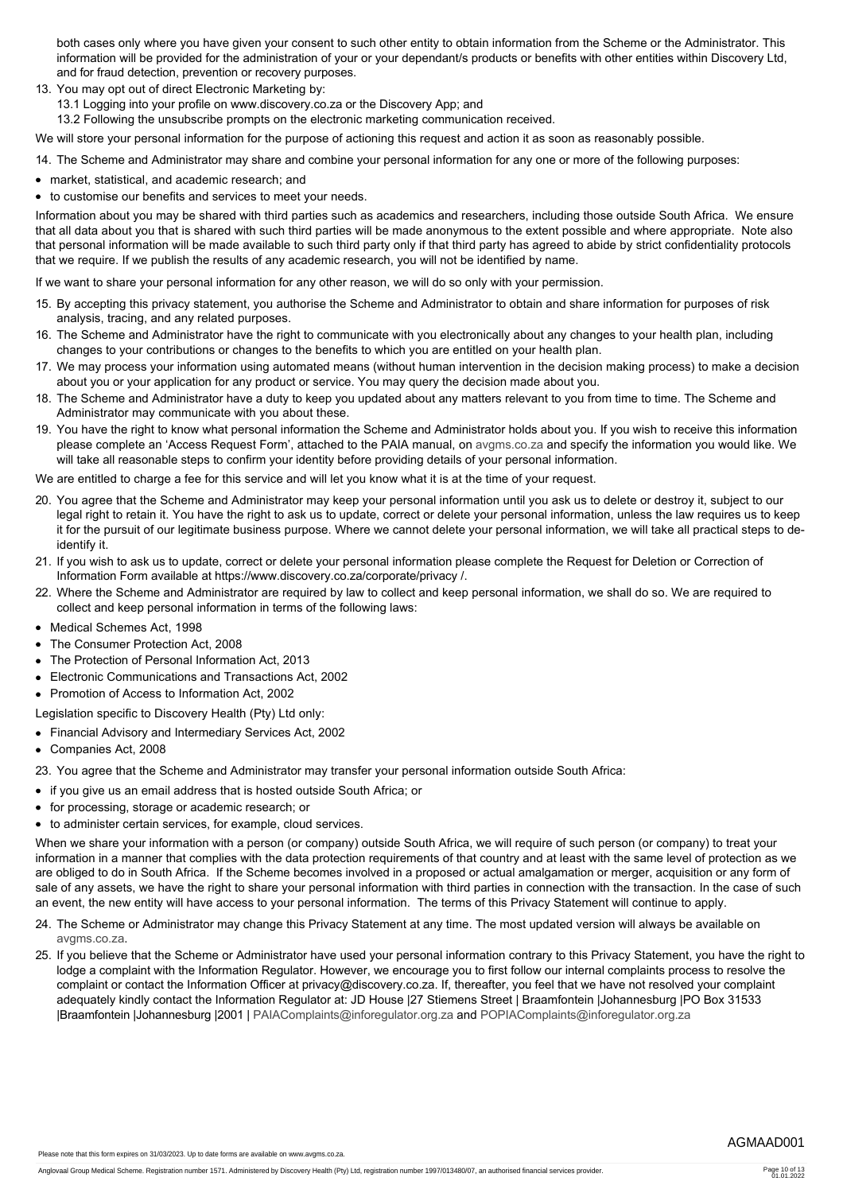both cases only where you have given your consent to such other entity to obtain information from the Scheme or the Administrator. This information will be provided for the administration of your or your dependant/s products or benefits with other entities within Discovery Ltd, and for fraud detection, prevention or recovery purposes.

13. You may opt out of direct Electronic Marketing by:
    13.1 Logging into your profile on www.discovery.co.za or the Discovery App; and
    13.2 Following the unsubscribe prompts on the electronic marketing communication received.

We will store your personal information for the purpose of actioning this request and action it as soon as reasonably possible.

14. The Scheme and Administrator may share and combine your personal information for any one or more of the following purposes:

- market, statistical, and academic research; and
- to customise our benefits and services to meet your needs.

Information about you may be shared with third parties such as academics and researchers, including those outside South Africa. We ensure that all data about you that is shared with such third parties will be made anonymous to the extent possible and where appropriate. Note also that personal information will be made available to such third party only if that third party has agreed to abide by strict confidentiality protocols that we require. If we publish the results of any academic research, you will not be identified by name.

If we want to share your personal information for any other reason, we will do so only with your permission.

15. By accepting this privacy statement, you authorise the Scheme and Administrator to obtain and share information for purposes of risk analysis, tracing, and any related purposes.
16. The Scheme and Administrator have the right to communicate with you electronically about any changes to your health plan, including changes to your contributions or changes to the benefits to which you are entitled on your health plan.
17. We may process your information using automated means (without human intervention in the decision making process) to make a decision about you or your application for any product or service. You may query the decision made about you.
18. The Scheme and Administrator have a duty to keep you updated about any matters relevant to you from time to time. The Scheme and Administrator may communicate with you about these.
19. You have the right to know what personal information the Scheme and Administrator holds about you. If you wish to receive this information please complete an 'Access Request Form', attached to the PAIA manual, on avgms.co.za and specify the information you would like. We will take all reasonable steps to confirm your identity before providing details of your personal information.

We are entitled to charge a fee for this service and will let you know what it is at the time of your request.

20. You agree that the Scheme and Administrator may keep your personal information until you ask us to delete or destroy it, subject to our legal right to retain it. You have the right to ask us to update, correct or delete your personal information, unless the law requires us to keep it for the pursuit of our legitimate business purpose. Where we cannot delete your personal information, we will take all practical steps to de-identify it.
21. If you wish to ask us to update, correct or delete your personal information please complete the Request for Deletion or Correction of Information Form available at https://www.discovery.co.za/corporate/privacy /.
22. Where the Scheme and Administrator are required by law to collect and keep personal information, we shall do so. We are required to collect and keep personal information in terms of the following laws:

- Medical Schemes Act, 1998
- The Consumer Protection Act, 2008
- The Protection of Personal Information Act, 2013
- Electronic Communications and Transactions Act, 2002
- Promotion of Access to Information Act, 2002

Legislation specific to Discovery Health (Pty) Ltd only:

- Financial Advisory and Intermediary Services Act, 2002
- Companies Act, 2008

23. You agree that the Scheme and Administrator may transfer your personal information outside South Africa:

- if you give us an email address that is hosted outside South Africa; or
- for processing, storage or academic research; or
- to administer certain services, for example, cloud services.

When we share your information with a person (or company) outside South Africa, we will require of such person (or company) to treat your information in a manner that complies with the data protection requirements of that country and at least with the same level of protection as we are obliged to do in South Africa. If the Scheme becomes involved in a proposed or actual amalgamation or merger, acquisition or any form of sale of any assets, we have the right to share your personal information with third parties in connection with the transaction. In the case of such an event, the new entity will have access to your personal information. The terms of this Privacy Statement will continue to apply.

24. The Scheme or Administrator may change this Privacy Statement at any time. The most updated version will always be available on avgms.co.za.
25. If you believe that the Scheme or Administrator have used your personal information contrary to this Privacy Statement, you have the right to lodge a complaint with the Information Regulator. However, we encourage you to first follow our internal complaints process to resolve the complaint or contact the Information Officer at privacy@discovery.co.za. If, thereafter, you feel that we have not resolved your complaint adequately kindly contact the Information Regulator at: JD House |27 Stiemens Street | Braamfontein |Johannesburg |PO Box 31533 |Braamfontein |Johannesburg |2001 | PAIAComplaints@inforegulator.org.za and POPIAComplaints@inforegulator.org.za

AGMAAD001

Please note that this form expires on 31/03/2023. Up to date forms are available on www.avgms.co.za.

Anglovaal Group Medical Scheme. Registration number 1571. Administered by Discovery Health (Pty) Ltd, registration number 1997/013480/07, an authorised financial services provider.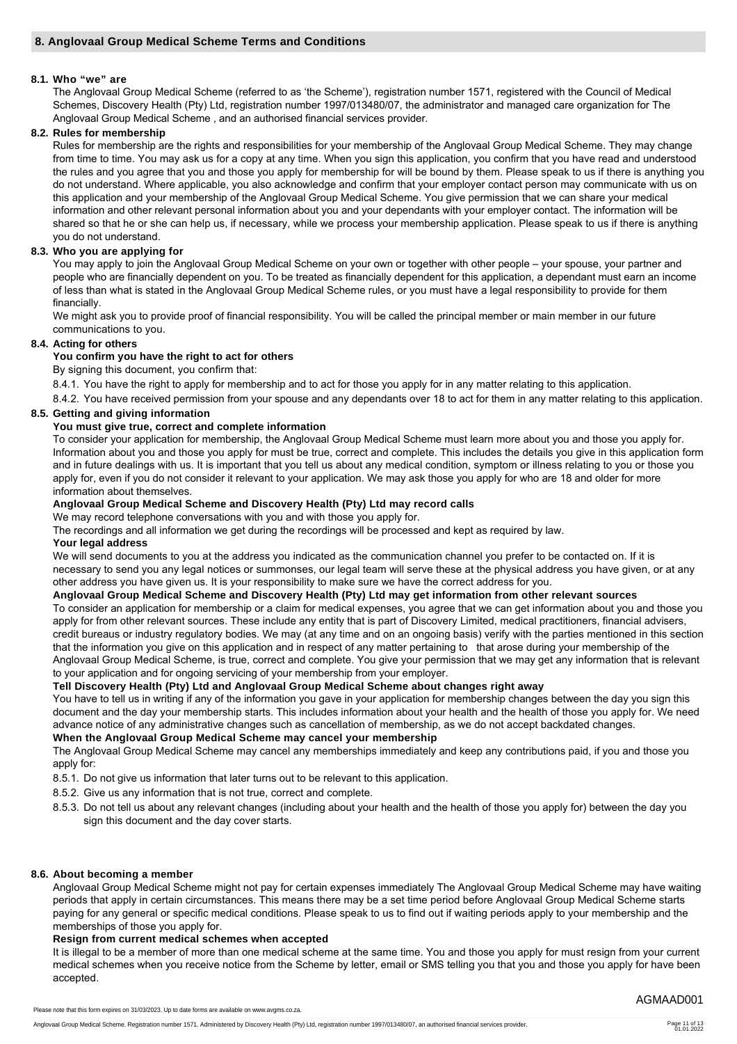## 8. Anglovaal Group Medical Scheme Terms and Conditions

### 8.1. Who "we" are

The Anglovaal Group Medical Scheme (referred to as 'the Scheme'), registration number 1571, registered with the Council of Medical Schemes, Discovery Health (Pty) Ltd, registration number 1997/013480/07, the administrator and managed care organization for The Anglovaal Group Medical Scheme , and an authorised financial services provider.

### 8.2. Rules for membership

Rules for membership are the rights and responsibilities for your membership of the Anglovaal Group Medical Scheme. They may change from time to time. You may ask us for a copy at any time. When you sign this application, you confirm that you have read and understood the rules and you agree that you and those you apply for membership for will be bound by them. Please speak to us if there is anything you do not understand. Where applicable, you also acknowledge and confirm that your employer contact person may communicate with us on this application and your membership of the Anglovaal Group Medical Scheme. You give permission that we can share your medical information and other relevant personal information about you and your dependants with your employer contact. The information will be shared so that he or she can help us, if necessary, while we process your membership application. Please speak to us if there is anything you do not understand.

### 8.3. Who you are applying for

You may apply to join the Anglovaal Group Medical Scheme on your own or together with other people – your spouse, your partner and people who are financially dependent on you. To be treated as financially dependent for this application, a dependant must earn an income of less than what is stated in the Anglovaal Group Medical Scheme rules, or you must have a legal responsibility to provide for them financially.

We might ask you to provide proof of financial responsibility. You will be called the principal member or main member in our future communications to you.

### 8.4. Acting for others

**You confirm you have the right to act for others**

By signing this document, you confirm that:

8.4.1. You have the right to apply for membership and to act for those you apply for in any matter relating to this application.

8.4.2. You have received permission from your spouse and any dependants over 18 to act for them in any matter relating to this application.

### 8.5. Getting and giving information

**You must give true, correct and complete information**

To consider your application for membership, the Anglovaal Group Medical Scheme must learn more about you and those you apply for. Information about you and those you apply for must be true, correct and complete. This includes the details you give in this application form and in future dealings with us. It is important that you tell us about any medical condition, symptom or illness relating to you or those you apply for, even if you do not consider it relevant to your application. We may ask those you apply for who are 18 and older for more information about themselves.

**Anglovaal Group Medical Scheme and Discovery Health (Pty) Ltd may record calls**

We may record telephone conversations with you and with those you apply for.

The recordings and all information we get during the recordings will be processed and kept as required by law.

**Your legal address**

We will send documents to you at the address you indicated as the communication channel you prefer to be contacted on. If it is necessary to send you any legal notices or summonses, our legal team will serve these at the physical address you have given, or at any other address you have given us. It is your responsibility to make sure we have the correct address for you.

**Anglovaal Group Medical Scheme and Discovery Health (Pty) Ltd may get information from other relevant sources**

To consider an application for membership or a claim for medical expenses, you agree that we can get information about you and those you apply for from other relevant sources. These include any entity that is part of Discovery Limited, medical practitioners, financial advisers, credit bureaus or industry regulatory bodies. We may (at any time and on an ongoing basis) verify with the parties mentioned in this section that the information you give on this application and in respect of any matter pertaining to that arose during your membership of the Anglovaal Group Medical Scheme, is true, correct and complete. You give your permission that we may get any information that is relevant to your application and for ongoing servicing of your membership from your employer.

**Tell Discovery Health (Pty) Ltd and Anglovaal Group Medical Scheme about changes right away**

You have to tell us in writing if any of the information you gave in your application for membership changes between the day you sign this document and the day your membership starts. This includes information about your health and the health of those you apply for. We need advance notice of any administrative changes such as cancellation of membership, as we do not accept backdated changes.

**When the Anglovaal Group Medical Scheme may cancel your membership**

The Anglovaal Group Medical Scheme may cancel any memberships immediately and keep any contributions paid, if you and those you apply for:

8.5.1. Do not give us information that later turns out to be relevant to this application.

8.5.2. Give us any information that is not true, correct and complete.

8.5.3. Do not tell us about any relevant changes (including about your health and the health of those you apply for) between the day you sign this document and the day cover starts.

### 8.6. About becoming a member

Anglovaal Group Medical Scheme might not pay for certain expenses immediately The Anglovaal Group Medical Scheme may have waiting periods that apply in certain circumstances. This means there may be a set time period before Anglovaal Group Medical Scheme starts paying for any general or specific medical conditions. Please speak to us to find out if waiting periods apply to your membership and the memberships of those you apply for.

**Resign from current medical schemes when accepted**

It is illegal to be a member of more than one medical scheme at the same time. You and those you apply for must resign from your current medical schemes when you receive notice from the Scheme by letter, email or SMS telling you that you and those you apply for have been accepted.

AGMAAD001

Please note that this form expires on 31/03/2023. Up to date forms are available on www.avgms.co.za.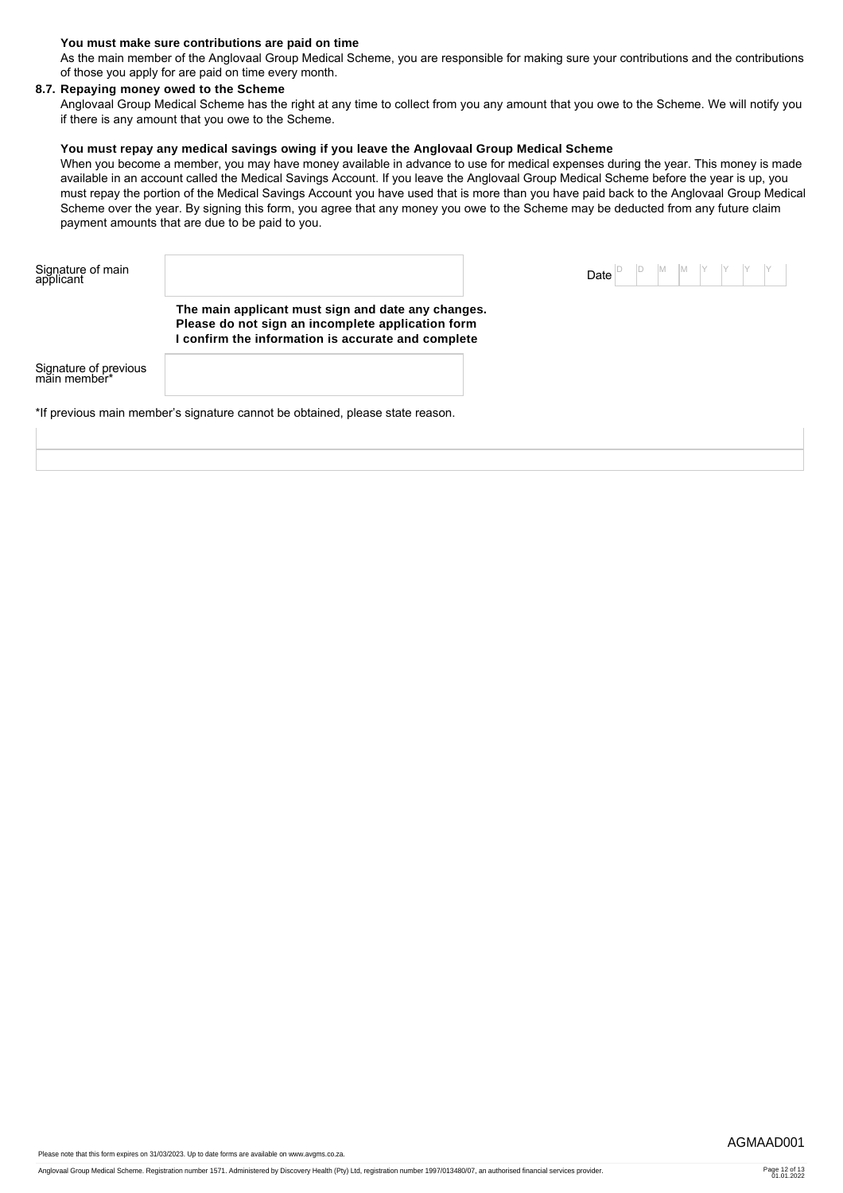**You must make sure contributions are paid on time**

As the main member of the Anglovaal Group Medical Scheme, you are responsible for making sure your contributions and the contributions of those you apply for are paid on time every month.

**8.7. Repaying money owed to the Scheme**

Anglovaal Group Medical Scheme has the right at any time to collect from you any amount that you owe to the Scheme. We will notify you if there is any amount that you owe to the Scheme.

**You must repay any medical savings owing if you leave the Anglovaal Group Medical Scheme**

When you become a member, you may have money available in advance to use for medical expenses during the year. This money is made available in an account called the Medical Savings Account. If you leave the Anglovaal Group Medical Scheme before the year is up, you must repay the portion of the Medical Savings Account you have used that is more than you have paid back to the Anglovaal Group Medical Scheme over the year. By signing this form, you agree that any money you owe to the Scheme may be deducted from any future claim payment amounts that are due to be paid to you.

Signature of main applicant ______________________ Date D D M M Y Y Y Y

**The main applicant must sign and date any changes.**
**Please do not sign an incomplete application form**
**I confirm the information is accurate and complete**

Signature of previous main member* ______________________

*If previous main member's signature cannot be obtained, please state reason.

______________________________________________

______________________________________________

AGMAAD001

Please note that this form expires on 31/03/2023. Up to date forms are available on www.avgms.co.za.

Anglovaal Group Medical Scheme. Registration number 1571. Administered by Discovery Health (Pty) Ltd, registration number 1997/013480/07, an authorised financial services provider.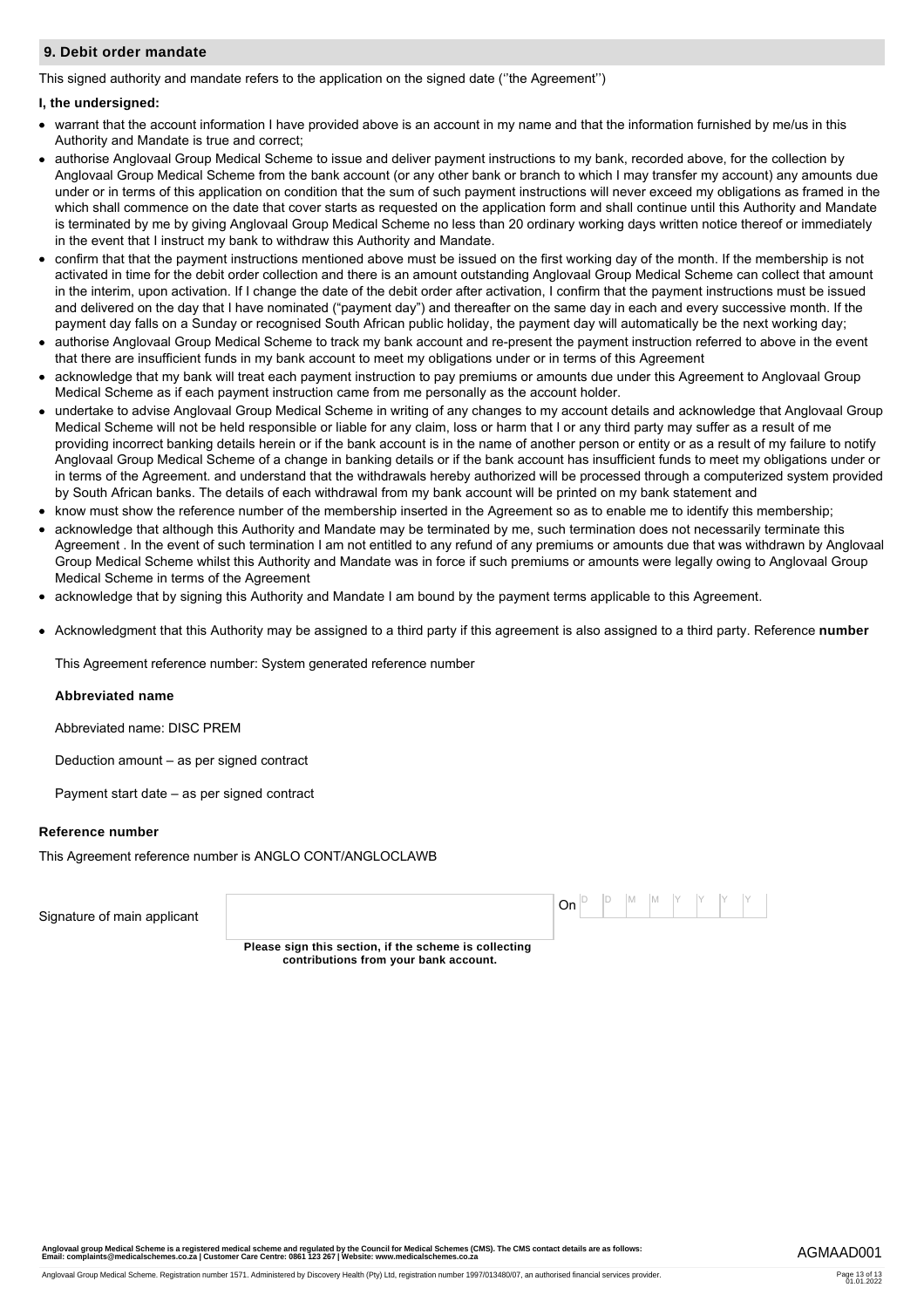## 9. Debit order mandate

This signed authority and mandate refers to the application on the signed date (''the Agreement'')

**I, the undersigned:**

- warrant that the account information I have provided above is an account in my name and that the information furnished by me/us in this Authority and Mandate is true and correct;
- authorise Anglovaal Group Medical Scheme to issue and deliver payment instructions to my bank, recorded above, for the collection by Anglovaal Group Medical Scheme from the bank account (or any other bank or branch to which I may transfer my account) any amounts due under or in terms of this application on condition that the sum of such payment instructions will never exceed my obligations as framed in the which shall commence on the date that cover starts as requested on the application form and shall continue until this Authority and Mandate is terminated by me by giving Anglovaal Group Medical Scheme no less than 20 ordinary working days written notice thereof or immediately in the event that I instruct my bank to withdraw this Authority and Mandate.
- confirm that that the payment instructions mentioned above must be issued on the first working day of the month. If the membership is not activated in time for the debit order collection and there is an amount outstanding Anglovaal Group Medical Scheme can collect that amount in the interim, upon activation. If I change the date of the debit order after activation, I confirm that the payment instructions must be issued and delivered on the day that I have nominated ("payment day") and thereafter on the same day in each and every successive month. If the payment day falls on a Sunday or recognised South African public holiday, the payment day will automatically be the next working day;
- authorise Anglovaal Group Medical Scheme to track my bank account and re-present the payment instruction referred to above in the event that there are insufficient funds in my bank account to meet my obligations under or in terms of this Agreement
- acknowledge that my bank will treat each payment instruction to pay premiums or amounts due under this Agreement to Anglovaal Group Medical Scheme as if each payment instruction came from me personally as the account holder.
- undertake to advise Anglovaal Group Medical Scheme in writing of any changes to my account details and acknowledge that Anglovaal Group Medical Scheme will not be held responsible or liable for any claim, loss or harm that I or any third party may suffer as a result of me providing incorrect banking details herein or if the bank account is in the name of another person or entity or as a result of my failure to notify Anglovaal Group Medical Scheme of a change in banking details or if the bank account has insufficient funds to meet my obligations under or in terms of the Agreement. and understand that the withdrawals hereby authorized will be processed through a computerized system provided by South African banks. The details of each withdrawal from my bank account will be printed on my bank statement and
- know must show the reference number of the membership inserted in the Agreement so as to enable me to identify this membership;
- acknowledge that although this Authority and Mandate may be terminated by me, such termination does not necessarily terminate this Agreement . In the event of such termination I am not entitled to any refund of any premiums or amounts due that was withdrawn by Anglovaal Group Medical Scheme whilst this Authority and Mandate was in force if such premiums or amounts were legally owing to Anglovaal Group Medical Scheme in terms of the Agreement
- acknowledge that by signing this Authority and Mandate I am bound by the payment terms applicable to this Agreement.
- Acknowledgment that this Authority may be assigned to a third party if this agreement is also assigned to a third party. Reference **number**

  This Agreement reference number: System generated reference number

  **Abbreviated name**

  Abbreviated name: DISC PREM

  Deduction amount – as per signed contract

  Payment start date – as per signed contract

**Reference number**

This Agreement reference number is ANGLO CONT/ANGLOCLAWB

Signature of main applicant ____________________ On D D M M Y Y Y Y

**Please sign this section, if the scheme is collecting contributions from your bank account.**

**Anglovaal group Medical Scheme is a registered medical scheme and regulated by the Council for Medical Schemes (CMS). The CMS contact details are as follows: Email: complaints@medicalschemes.co.za | Customer Care Centre: 0861 123 267 | Website: www.medicalschemes.co.za**

AGMAAD001

Anglovaal Group Medical Scheme. Registration number 1571. Administered by Discovery Health (Pty) Ltd, registration number 1997/013480/07, an authorised financial services provider.

01.01.2022